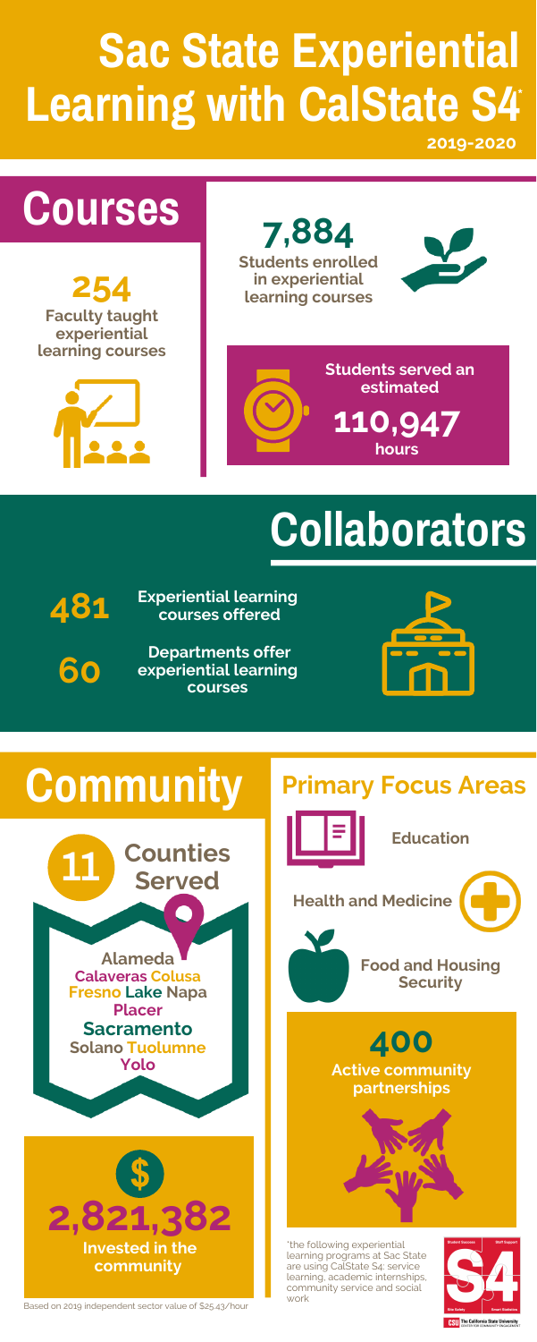# Sac State Experiential Learning with CalState S4*

**2019-2020**

## Courses

**254**
Faculty taught experiential learning courses

**7,884**
Students enrolled in experiential learning courses

Students served an estimated
**110,947**
hours

## Collaborators

**481** Experiential learning courses offered

**60** Departments offer experiential learning courses

## Community

**11** Counties Served

Alameda
Calaveras Colusa
Fresno Lake Napa
Placer
Sacramento
Solano Tuolumne
Yolo

**$ 2,821,382**
Invested in the community

Based on 2019 independent sector value of $25.43/hour

## Primary Focus Areas

- Education
- Health and Medicine
- Food and Housing Security

**400**
Active community partnerships

*the following experiential learning programs at Sac State are using CalState S4: service learning, academic internships, community service and social work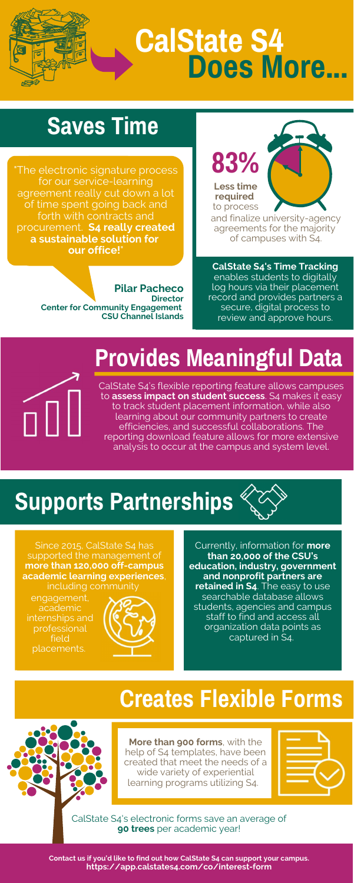# CalState S4 Does More...

## Saves Time

"The electronic signature process for our service-learning agreement really cut down a lot of time spent going back and forth with contracts and procurement. **S4 really created a sustainable solution for our office!**"

**Pilar Pacheco**
**Director**
**Center for Community Engagement**
**CSU Channel Islands**

**83%**

**Less time required** to process and finalize university-agency agreements for the majority of campuses with S4.

**CalState S4's Time Tracking** enables students to digitally log hours via their placement record and provides partners a secure, digital process to review and approve hours.

## Provides Meaningful Data

CalState S4's flexible reporting feature allows campuses to **assess impact on student success**. S4 makes it easy to track student placement information, while also learning about our community partners to create efficiencies, and successful collaborations. The reporting download feature allows for more extensive analysis to occur at the campus and system level.

## Supports Partnerships

Since 2015, CalState S4 has supported the management of **more than 120,000 off-campus academic learning experiences**, including community engagement, academic internships and professional field placements.

Currently, information for **more than 20,000 of the CSU's education, industry, government and nonprofit partners are retained in S4**. The easy to use searchable database allows students, agencies and campus staff to find and access all organization data points as captured in S4.

## Creates Flexible Forms

**More than 900 forms**, with the help of S4 templates, have been created that meet the needs of a wide variety of experiential learning programs utilizing S4.

CalState S4's electronic forms save an average of **90 trees** per academic year!

**Contact us if you'd like to find out how CalState S4 can support your campus.**
**https://app.calstates4.com/co/interest-form**